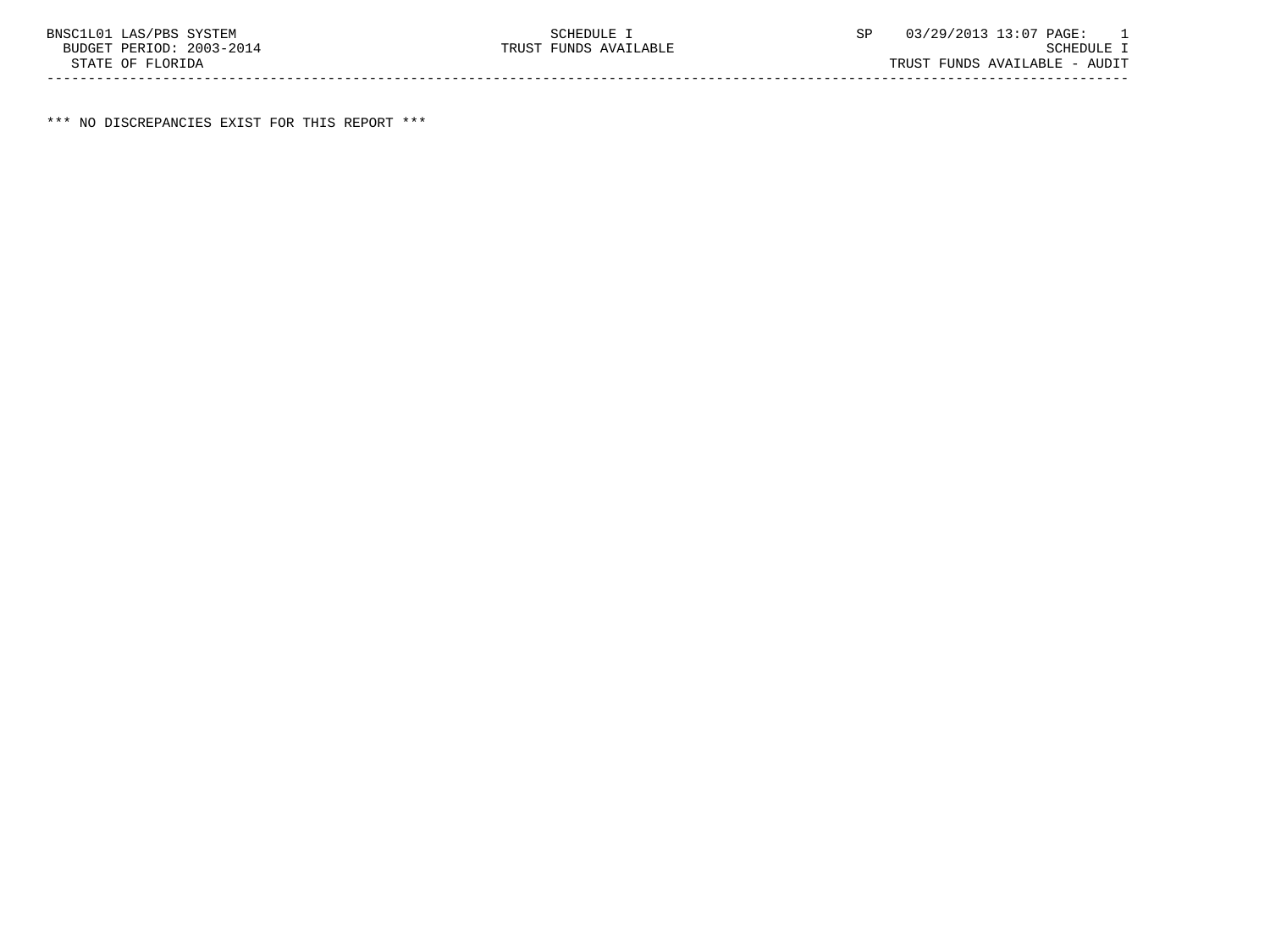BNSC1L01 LAS/PBS SYSTEM SCHEDULE I SP 03/29/2013 13:07 PAGE: 1
BUDGET PERIOD: 2003-2014 TRUST FUNDS AVAILABLE SCHEDULE I
STATE OF FLORIDA TRUST FUNDS AVAILABLE - AUDIT

---

*** NO DISCREPANCIES EXIST FOR THIS REPORT ***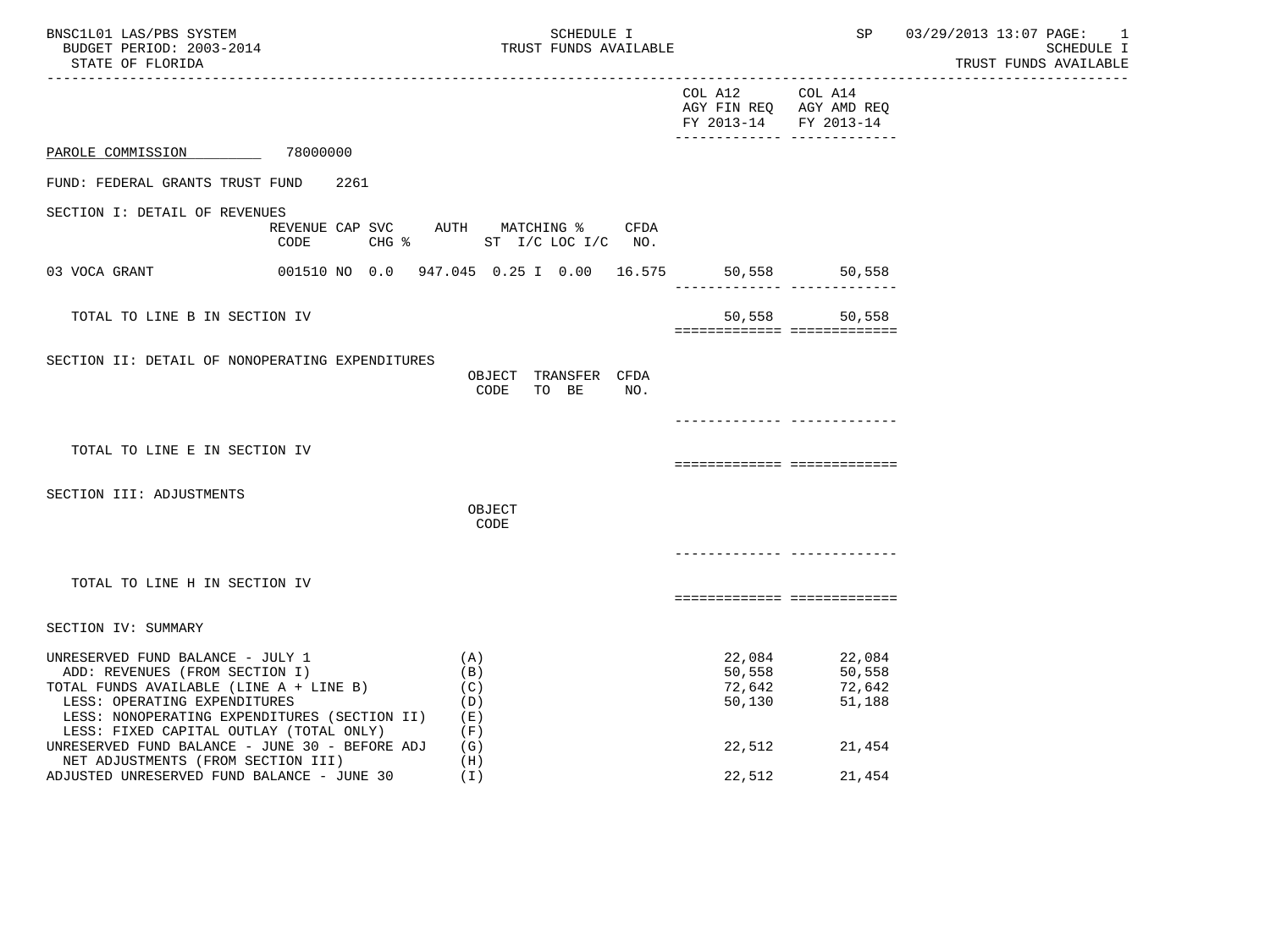BNSC1L01 LAS/PBS SYSTEM
BUDGET PERIOD: 2003-2014
STATE OF FLORIDA

SCHEDULE I
TRUST FUNDS AVAILABLE

SP 03/29/2013 13:07

SCHEDULE I
TRUST FUNDS AVAILABLE

| | COL A12 AGY FIN REQ FY 2013-14 | COL A14 AGY AMD REQ FY 2013-14 |
|---|---|---|

PARAOLE COMMISSION 78000000

FUND: FEDERAL GRANTS TRUST FUND 2261

## SECTION I: DETAIL OF REVENUES

| | REVENUE CODE | CAP SVC CHG % | AUTH | MATCHING % ST | I/C | LOC | I/C | CFDA NO. | COL A12 | COL A14 |
|---|---|---|---|---|---|---|---|---|---|---|
| 03 VOCA GRANT | 001510 | NO 0.0 | 947.045 | 0.25 | I | 0.00 | | 16.575 | 50,558 | 50,558 |
| TOTAL TO LINE B IN SECTION IV | | | | | | | | | 50,558 | 50,558 |

## SECTION II: DETAIL OF NONOPERATING EXPENDITURES

| | OBJECT CODE | TRANSFER TO BE | CFDA NO. | COL A12 | COL A14 |
|---|---|---|---|---|---|
| TOTAL TO LINE E IN SECTION IV | | | | | |

## SECTION III: ADJUSTMENTS

| | OBJECT CODE | COL A12 | COL A14 |
|---|---|---|---|
| TOTAL TO LINE H IN SECTION IV | | | |

## SECTION IV: SUMMARY

| | | COL A12 | COL A14 |
|---|---|---|---|
| UNRESERVED FUND BALANCE - JULY 1 | (A) | 22,084 | 22,084 |
| ADD: REVENUES (FROM SECTION I) | (B) | 50,558 | 50,558 |
| TOTAL FUNDS AVAILABLE (LINE A + LINE B) | (C) | 72,642 | 72,642 |
| LESS: OPERATING EXPENDITURES | (D) | 50,130 | 51,188 |
| LESS: NONOPERATING EXPENDITURES (SECTION II) | (E) | | |
| LESS: FIXED CAPITAL OUTLAY (TOTAL ONLY) | (F) | | |
| UNRESERVED FUND BALANCE - JUNE 30 - BEFORE ADJ | (G) | 22,512 | 21,454 |
| NET ADJUSTMENTS (FROM SECTION III) | (H) | | |
| ADJUSTED UNRESERVED FUND BALANCE - JUNE 30 | (I) | 22,512 | 21,454 |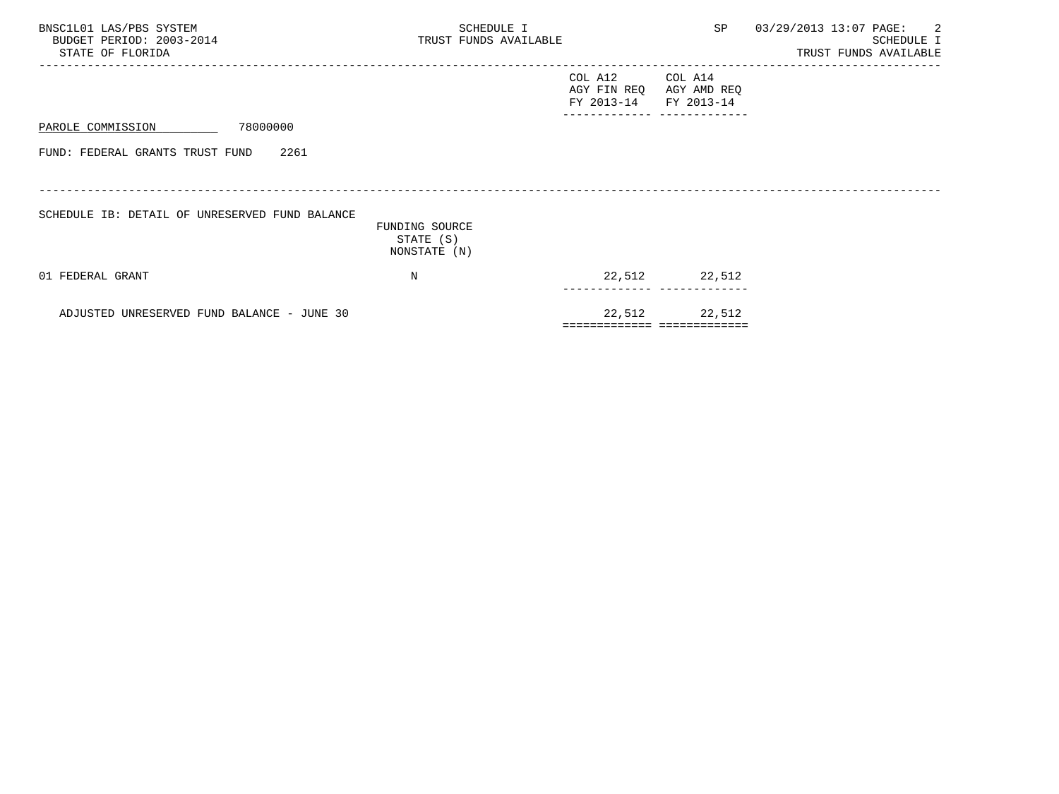BNSC1L01 LAS/PBS SYSTEM
BUDGET PERIOD: 2003-2014
STATE OF FLORIDA

SCHEDULE I
TRUST FUNDS AVAILABLE

SP 03/29/2013 13:07

SCHEDULE I
TRUST FUNDS AVAILABLE

**PAROLE COMMISSION** 78000000

FUND: FEDERAL GRANTS TRUST FUND 2261

SCHEDULE IB: DETAIL OF UNRESERVED FUND BALANCE

| | FUNDING SOURCE STATE (S) NONSTATE (N) | COL A12 AGY FIN REQ FY 2013-14 | COL A14 AGY AMD REQ FY 2013-14 |
|---|---|---|---|
| 01 FEDERAL GRANT | N | 22,512 | 22,512 |
| ADJUSTED UNRESERVED FUND BALANCE - JUNE 30 | | 22,512 | 22,512 |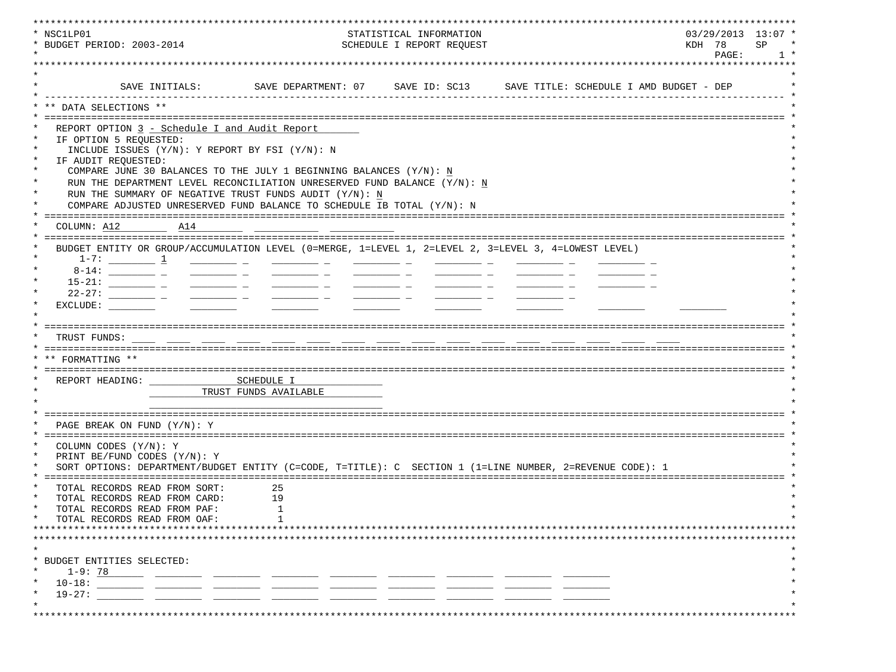NSC1LP01 STATISTICAL INFORMATION 03/29/2013 13:07
BUDGET PERIOD: 2003-2014 SCHEDULE I REPORT REQUEST KDH 78 SP
PAGE: 1

SAVE INITIALS: SAVE DEPARTMENT: 07 SAVE ID: SC13 SAVE TITLE: SCHEDULE I AMD BUDGET - DEP

** DATA SELECTIONS **

REPORT OPTION 3 - Schedule I and Audit Report
IF OPTION 5 REQUESTED:
INCLUDE ISSUES (Y/N): Y REPORT BY FSI (Y/N): N
IF AUDIT REQUESTED:
COMPARE JUNE 30 BALANCES TO THE JULY 1 BEGINNING BALANCES (Y/N): N
RUN THE DEPARTMENT LEVEL RECONCILIATION UNRESERVED FUND BALANCE (Y/N): N
RUN THE SUMMARY OF NEGATIVE TRUST FUNDS AUDIT (Y/N): N
COMPARE ADJUSTED UNRESERVED FUND BALANCE TO SCHEDULE IB TOTAL (Y/N): N

COLUMN: A12 A14

BUDGET ENTITY OR GROUP/ACCUMULATION LEVEL (0=MERGE, 1=LEVEL 1, 2=LEVEL 2, 3=LEVEL 3, 4=LOWEST LEVEL)
1-7: 1
8-14:
15-21:
22-27:
EXCLUDE:

TRUST FUNDS:

** FORMATTING **

REPORT HEADING: SCHEDULE I
TRUST FUNDS AVAILABLE

PAGE BREAK ON FUND (Y/N): Y

COLUMN CODES (Y/N): Y
PRINT BE/FUND CODES (Y/N): Y
SORT OPTIONS: DEPARTMENT/BUDGET ENTITY (C=CODE, T=TITLE): C SECTION 1 (1=LINE NUMBER, 2=REVENUE CODE): 1

| | |
|---|---|
| TOTAL RECORDS READ FROM SORT: | 25 |
| TOTAL RECORDS READ FROM CARD: | 19 |
| TOTAL RECORDS READ FROM PAF: | 1 |
| TOTAL RECORDS READ FROM OAF: | 1 |

BUDGET ENTITIES SELECTED:
1-9: 78
10-18:
19-27: